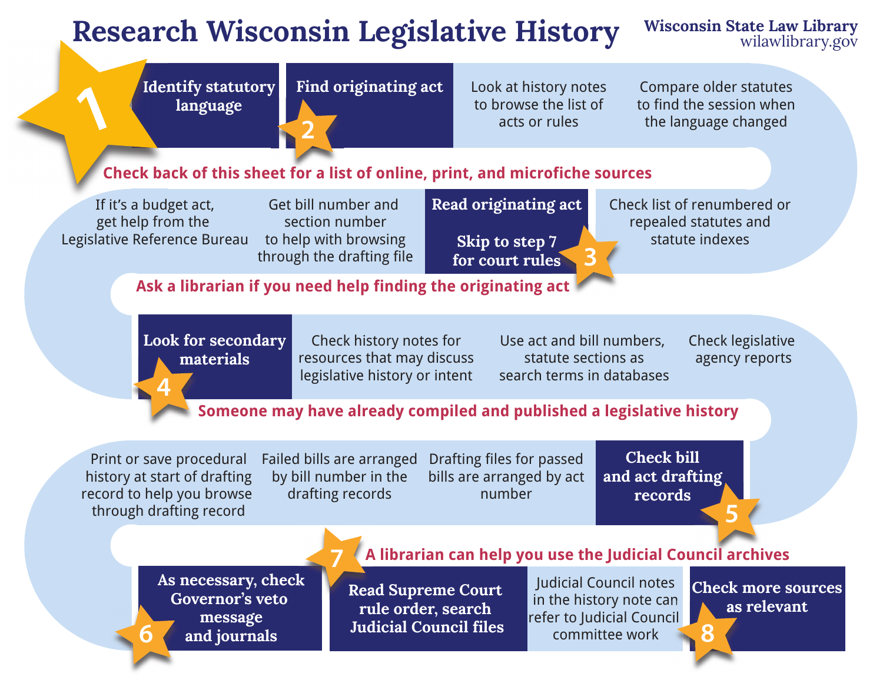# Research Wisconsin Legislative History

Wisconsin State Law Library
wilawlibrary.gov

## 1. Identify statutory language

## 2. Find originating act

- Look at history notes to browse the list of acts or rules
- Compare older statutes to find the session when the language changed
- Check list of renumbered or repealed statutes and statute indexes

**Check back of this sheet for a list of online, print, and microfiche sources**

## 3. Read originating act

**Skip to step 7 for court rules**

- Get bill number and section number to help with browsing through the drafting file
- If it's a budget act, get help from the Legislative Reference Bureau

**Ask a librarian if you need help finding the originating act**

## 4. Look for secondary materials

- Check history notes for resources that may discuss legislative history or intent
- Use act and bill numbers, statute sections as search terms in databases
- Check legislative agency reports

**Someone may have already compiled and published a legislative history**

## 5. Check bill and act drafting records

- Drafting files for passed bills are arranged by act number
- Failed bills are arranged by bill number in the drafting records
- Print or save procedural history at start of drafting record to help you browse through drafting record

## 6. As necessary, check Governor's veto message and journals

## 7. Read Supreme Court rule order, search Judicial Council files

**A librarian can help you use the Judicial Council archives**

- Judicial Council notes in the history note can refer to Judicial Council committee work

## 8. Check more sources as relevant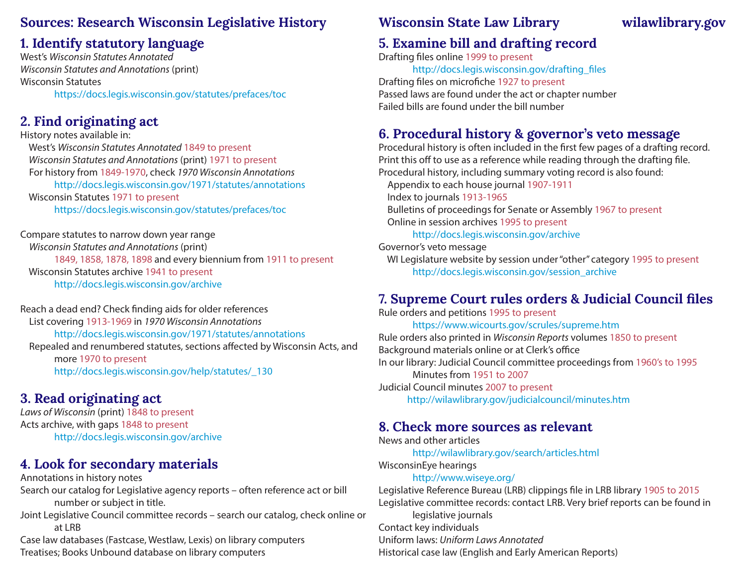# Sources: Research Wisconsin Legislative History

Wisconsin State Law Library wilawlibrary.gov

## 1. Identify statutory language

West's *Wisconsin Statutes Annotated*
*Wisconsin Statutes and Annotations* (print)
Wisconsin Statutes
https://docs.legis.wisconsin.gov/statutes/prefaces/toc

## 2. Find originating act

History notes available in:
- West's *Wisconsin Statutes Annotated* 1849 to present
- *Wisconsin Statutes and Annotations* (print) 1971 to present
- For history from 1849-1970, check *1970 Wisconsin Annotations*
  http://docs.legis.wisconsin.gov/1971/statutes/annotations
- Wisconsin Statutes 1971 to present
  https://docs.legis.wisconsin.gov/statutes/prefaces/toc

Compare statutes to narrow down year range
- *Wisconsin Statutes and Annotations* (print)
  1849, 1858, 1878, 1898 and every biennium from 1911 to present
- Wisconsin Statutes archive 1941 to present
  http://docs.legis.wisconsin.gov/archive

Reach a dead end? Check finding aids for older references
- List covering 1913-1969 in *1970 Wisconsin Annotations*
  http://docs.legis.wisconsin.gov/1971/statutes/annotations
- Repealed and renumbered statutes, sections affected by Wisconsin Acts, and more 1970 to present
  http://docs.legis.wisconsin.gov/help/statutes/_130

## 3. Read originating act

*Laws of Wisconsin* (print) 1848 to present
Acts archive, with gaps 1848 to present
http://docs.legis.wisconsin.gov/archive

## 4. Look for secondary materials

Annotations in history notes
Search our catalog for Legislative agency reports – often reference act or bill number or subject in title.
Joint Legislative Council committee records – search our catalog, check online or at LRB
Case law databases (Fastcase, Westlaw, Lexis) on library computers
Treatises; Books Unbound database on library computers

## 5. Examine bill and drafting record

Drafting files online 1999 to present
http://docs.legis.wisconsin.gov/drafting_files
Drafting files on microfiche 1927 to present
Passed laws are found under the act or chapter number
Failed bills are found under the bill number

## 6. Procedural history & governor's veto message

Procedural history is often included in the first few pages of a drafting record. Print this off to use as a reference while reading through the drafting file.
Procedural history, including summary voting record is also found:
- Appendix to each house journal 1907-1911
- Index to journals 1913-1965
- Bulletins of proceedings for Senate or Assembly 1967 to present
- Online in session archives 1995 to present
  http://docs.legis.wisconsin.gov/archive

Governor's veto message
- WI Legislature website by session under "other" category 1995 to present
  http://docs.legis.wisconsin.gov/session_archive

## 7. Supreme Court rules orders & Judicial Council files

Rule orders and petitions 1995 to present
https://www.wicourts.gov/scrules/supreme.htm
Rule orders also printed in *Wisconsin Reports* volumes 1850 to present
Background materials online or at Clerk's office
In our library: Judicial Council committee proceedings from 1960's to 1995
Minutes from 1951 to 2007
Judicial Council minutes 2007 to present
http://wilawlibrary.gov/judicialcouncil/minutes.htm

## 8. Check more sources as relevant

News and other articles
http://wilawlibrary.gov/search/articles.html
WisconsinEye hearings
http://www.wiseye.org/
Legislative Reference Bureau (LRB) clippings file in LRB library 1905 to 2015
Legislative committee records: contact LRB. Very brief reports can be found in legislative journals
Contact key individuals
Uniform laws: *Uniform Laws Annotated*
Historical case law (English and Early American Reports)